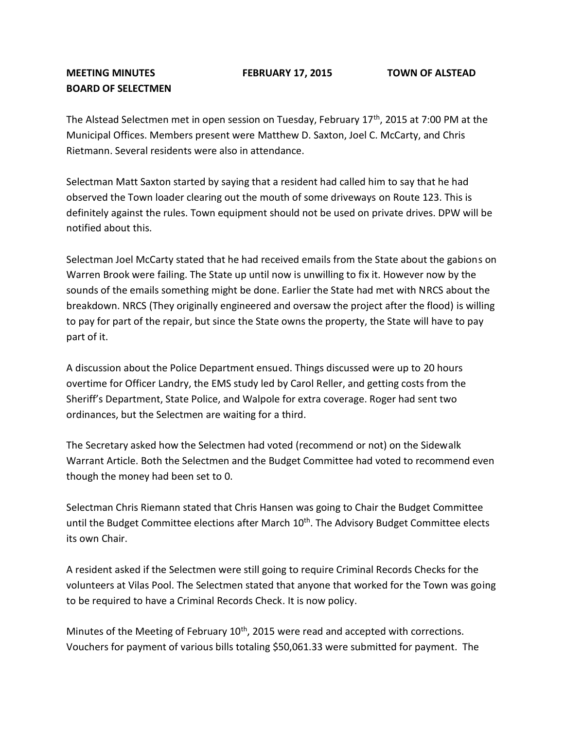**MEETING MINUTES FEBRUARY 17, 2015 TOWN OF ALSTEAD**
**BOARD OF SELECTMEN**

The Alstead Selectmen met in open session on Tuesday, February 17th, 2015 at 7:00 PM at the Municipal Offices. Members present were Matthew D. Saxton, Joel C. McCarty, and Chris Rietmann. Several residents were also in attendance.

Selectman Matt Saxton started by saying that a resident had called him to say that he had observed the Town loader clearing out the mouth of some driveways on Route 123. This is definitely against the rules. Town equipment should not be used on private drives. DPW will be notified about this.

Selectman Joel McCarty stated that he had received emails from the State about the gabions on Warren Brook were failing. The State up until now is unwilling to fix it. However now by the sounds of the emails something might be done. Earlier the State had met with NRCS about the breakdown. NRCS (They originally engineered and oversaw the project after the flood) is willing to pay for part of the repair, but since the State owns the property, the State will have to pay part of it.

A discussion about the Police Department ensued. Things discussed were up to 20 hours overtime for Officer Landry, the EMS study led by Carol Reller, and getting costs from the Sheriff's Department, State Police, and Walpole for extra coverage. Roger had sent two ordinances, but the Selectmen are waiting for a third.

The Secretary asked how the Selectmen had voted (recommend or not) on the Sidewalk Warrant Article. Both the Selectmen and the Budget Committee had voted to recommend even though the money had been set to 0.

Selectman Chris Riemann stated that Chris Hansen was going to Chair the Budget Committee until the Budget Committee elections after March 10th. The Advisory Budget Committee elects its own Chair.

A resident asked if the Selectmen were still going to require Criminal Records Checks for the volunteers at Vilas Pool. The Selectmen stated that anyone that worked for the Town was going to be required to have a Criminal Records Check. It is now policy.

Minutes of the Meeting of February 10th, 2015 were read and accepted with corrections. Vouchers for payment of various bills totaling $50,061.33 were submitted for payment. The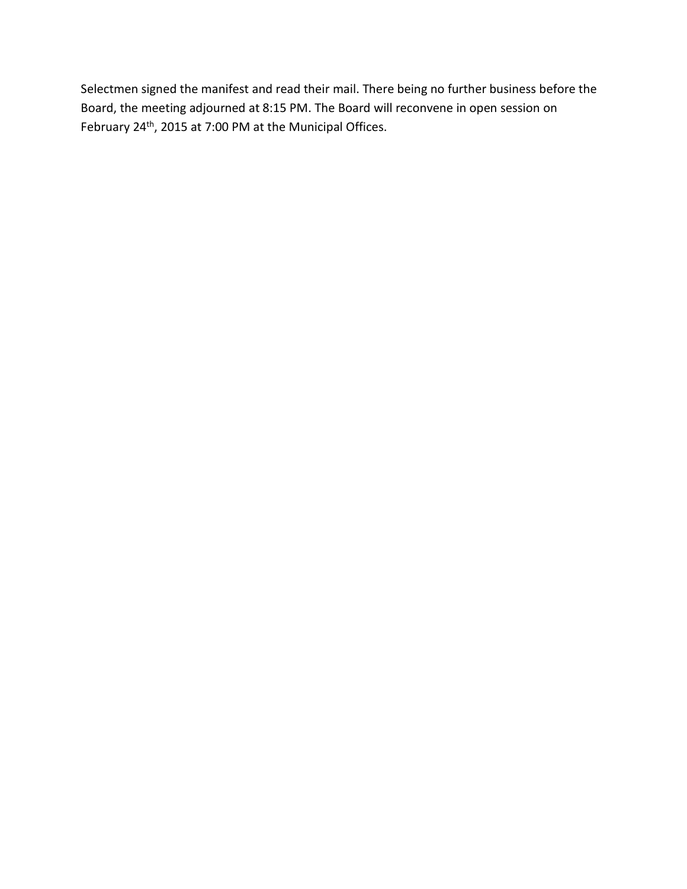Selectmen signed the manifest and read their mail. There being no further business before the Board, the meeting adjourned at 8:15 PM. The Board will reconvene in open session on February 24th, 2015 at 7:00 PM at the Municipal Offices.